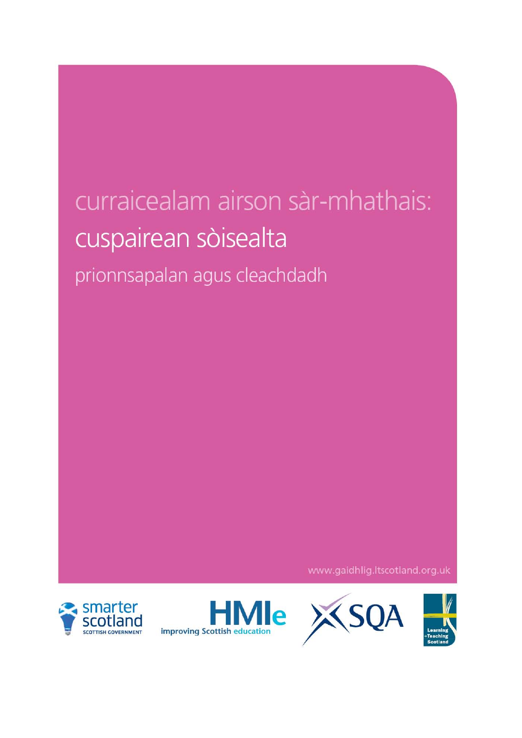# curraicealam airson sàr-mhathais:

## cuspairean sòisealta

prionnsapalan agus cleachdadh

www.gaidhlig.ltscotland.org.uk

smarter scotland
SCOTTISH GOVERNMENT

HMIe
improving Scottish education

SQA

Learning +Teaching Scotland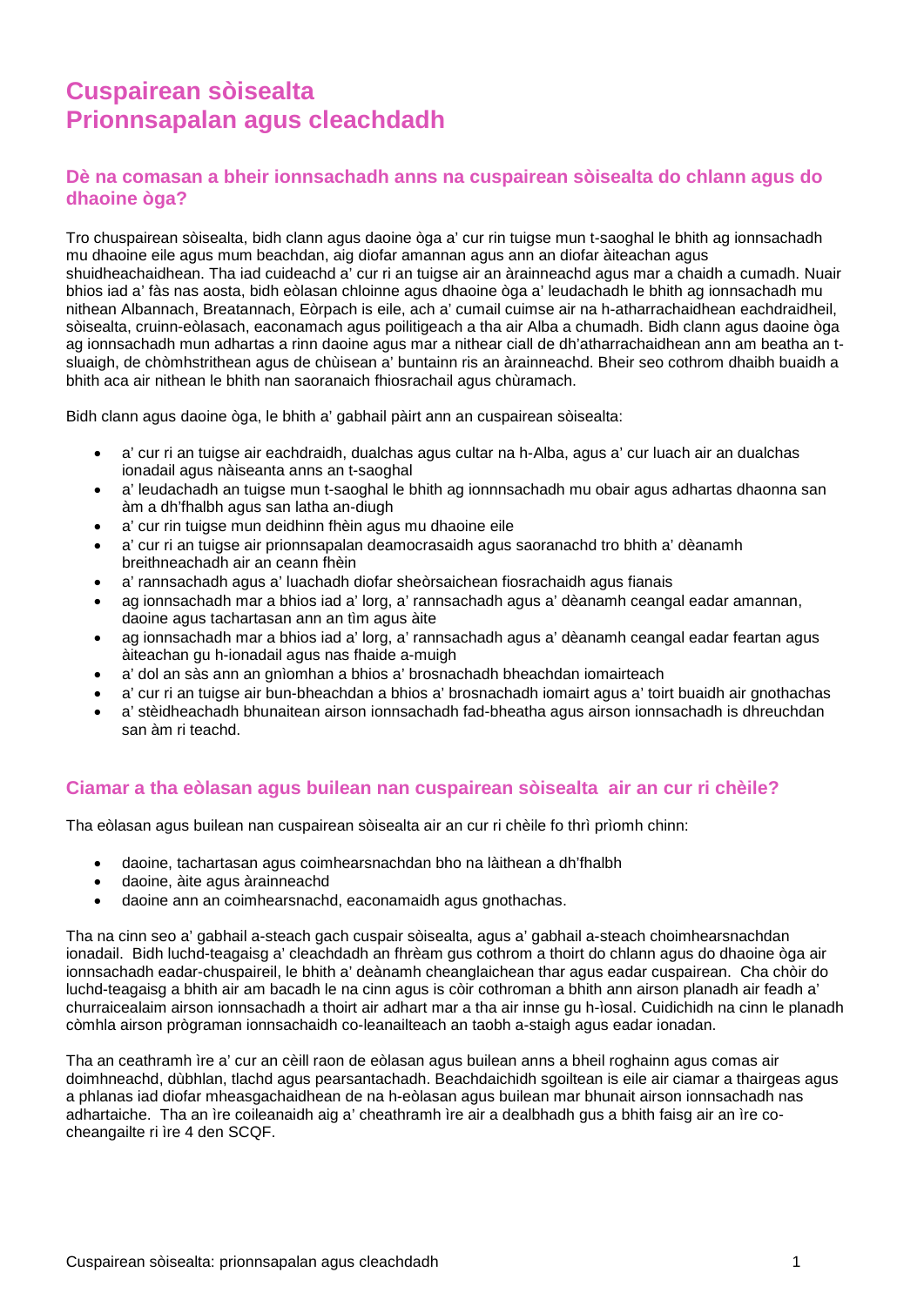# Cuspairean sòisealta
# Prionnsapalan agus cleachdadh

## Dè na comasan a bheir ionnsachadh anns na cuspairean sòisealta do chlann agus do dhaoine òga?

Tro chuspairean sòisealta, bidh clann agus daoine òga a' cur rin tuigse mun t-saoghal le bhith ag ionnsachadh mu dhaoine eile agus mum beachdan, aig diofar amannan agus ann an diofar àiteachan agus shuidheachaidhean. Tha iad cuideachd a' cur ri an tuigse air an àrainneachd agus mar a chaidh a cumadh. Nuair bhios iad a' fàs nas aosta, bidh eòlasan chloinne agus dhaoine òga a' leudachadh le bhith ag ionnsachadh mu nithean Albannach, Breatannach, Eòrpach is eile, ach a' cumail cuimse air na h-atharrachaidhean eachdraidheil, sòisealta, cruinn-eòlasach, eaconamach agus poilitigeach a tha air Alba a chumadh. Bidh clann agus daoine òga ag ionnsachadh mun adhartas a rinn daoine agus mar a nithear ciall de dh'atharrachaidhean ann am beatha an t-sluaigh, de chòmhstrithean agus de chùisean a' buntainn ris an àrainneachd. Bheir seo cothrom dhaibh buaidh a bhith aca air nithean le bhith nan saoranaich fhiosrachail agus chùramach.

Bidh clann agus daoine òga, le bhith a' gabhail pàirt ann an cuspairean sòisealta:

- a' cur ri an tuigse air eachdraidh, dualchas agus cultar na h-Alba, agus a' cur luach air an dualchas ionadail agus nàiseanta anns an t-saoghal
- a' leudachadh an tuigse mun t-saoghal le bhith ag ionnnsachadh mu obair agus adhartas dhaonna san àm a dh'fhalbh agus san latha an-diugh
- a' cur rin tuigse mun deidhinn fhèin agus mu dhaoine eile
- a' cur ri an tuigse air prionnsapalan deamocrasaidh agus saoranachd tro bhith a' dèanamh breithneachadh air an ceann fhèin
- a' rannsachadh agus a' luachadh diofar sheòrsaichean fiosrachaidh agus fianais
- ag ionnsachadh mar a bhios iad a' lorg, a' rannsachadh agus a' dèanamh ceangal eadar amannan, daoine agus tachartasan ann an tìm agus àite
- ag ionnsachadh mar a bhios iad a' lorg, a' rannsachadh agus a' dèanamh ceangal eadar feartan agus àiteachan gu h-ionadail agus nas fhaide a-muigh
- a' dol an sàs ann an gnìomhan a bhios a' brosnachadh bheachdan iomairteach
- a' cur ri an tuigse air bun-bheachdan a bhios a' brosnachadh iomairt agus a' toirt buaidh air gnothachas
- a' stèidheachadh bhunaitean airson ionnsachadh fad-bheatha agus airson ionnsachadh is dhreuchdan san àm ri teachd.

## Ciamar a tha eòlasan agus builean nan cuspairean sòisealta air an cur ri chèile?

Tha eòlasan agus builean nan cuspairean sòisealta air an cur ri chèile fo thrì prìomh chinn:

- daoine, tachartasan agus coimhearsnachdan bho na làithean a dh'fhalbh
- daoine, àite agus àrainneachd
- daoine ann an coimhearsnachd, eaconamaidh agus gnothachas.

Tha na cinn seo a' gabhail a-steach gach cuspair sòisealta, agus a' gabhail a-steach choimhearsnachdan ionadail. Bidh luchd-teagaisg a' cleachdadh an fhrèam gus cothrom a thoirt do chlann agus do dhaoine òga air ionnsachadh eadar-chuspaireil, le bhith a' deànamh cheanglaichean thar agus eadar cuspairean. Cha chòir do luchd-teagaisg a bhith air am bacadh le na cinn agus is còir cothroman a bhith ann airson planadh air feadh a' churraicealaim airson ionnsachadh a thoirt air adhart mar a tha air innse gu h-ìosal. Cuidichidh na cinn le planadh còmhla airson prògraman ionnsachaidh co-leanailteach an taobh a-staigh agus eadar ionadan.

Tha an ceathramh ìre a' cur an cèill raon de eòlasan agus builean anns a bheil roghainn agus comas air doimhneachd, dùbhlan, tlachd agus pearsantachadh. Beachdaichidh sgoiltean is eile air ciamar a thairgeas agus a phlanas iad diofar mheasgachaidhean de na h-eòlasan agus builean mar bhunait airson ionnsachadh nas adhartaiche. Tha an ìre coileanaidh aig a' cheathramh ìre air a dealbhadh gus a bhith faisg air an ìre co-cheangailte ri ìre 4 den SCQF.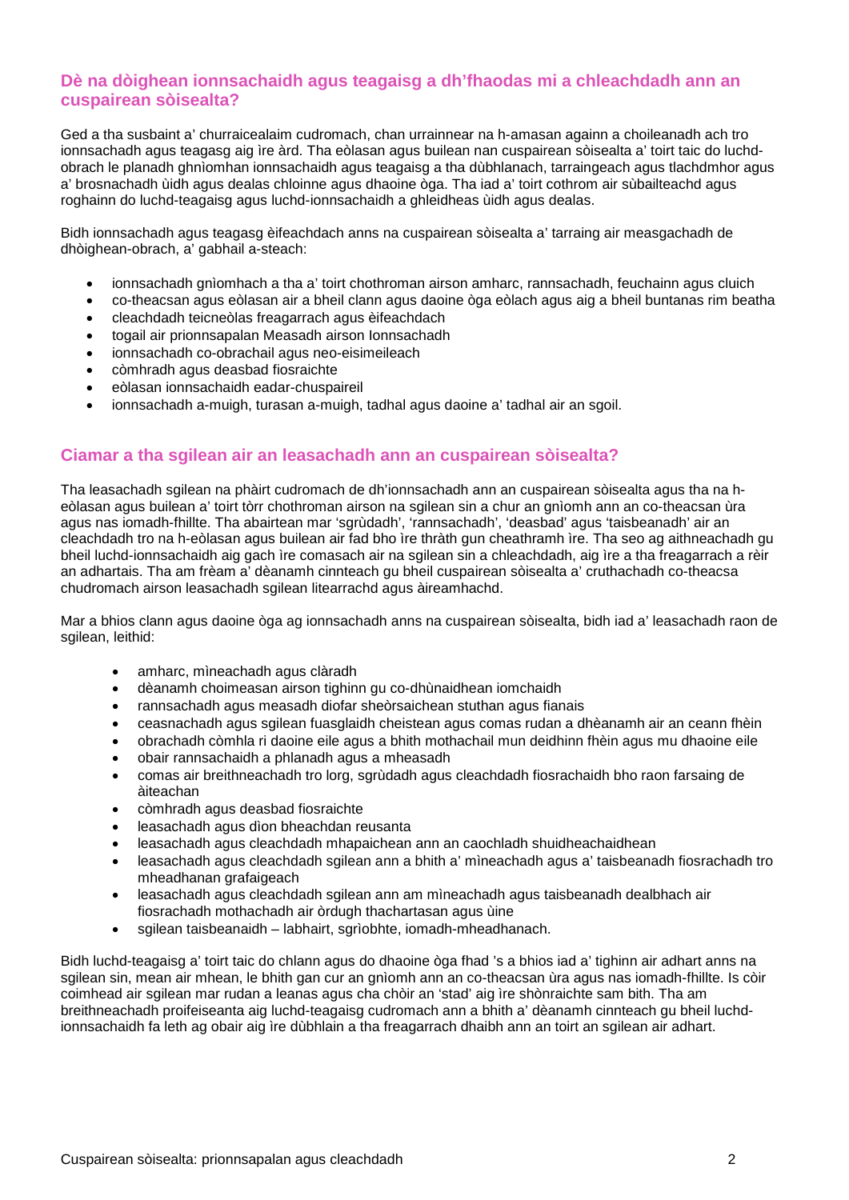## Dè na dòighean ionnsachaidh agus teagaisg a dh'fhaodas mi a chleachdadh ann an cuspairean sòisealta?

Ged a tha susbaint a' churraicealaim cudromach, chan urrainnear na h-amasan againn a choileanadh ach tro ionnsachadh agus teagasg aig ìre àrd. Tha eòlasan agus builean nan cuspairean sòisealta a' toirt taic do luchd-obrach le planadh ghnìomhan ionnsachaidh agus teagaisg a tha dùbhlanach, tarraingeach agus tlachdmhor agus a' brosnachadh ùidh agus dealas chloinne agus dhaoine òga. Tha iad a' toirt cothrom air sùbailteachd agus roghainn do luchd-teagaisg agus luchd-ionnsachaidh a ghleidheas ùidh agus dealas.

Bidh ionnsachadh agus teagasg èifeachdach anns na cuspairean sòisealta a' tarraing air measgachadh de dhòighean-obrach, a' gabhail a-steach:

- ionnsachadh gnìomhach a tha a' toirt chothroman airson amharc, rannsachadh, feuchainn agus cluich
- co-theacsan agus eòlasan air a bheil clann agus daoine òga eòlach agus aig a bheil buntanas rim beatha
- cleachdadh teicneòlas freagarrach agus èifeachdach
- togail air prionnsapalan Measadh airson Ionnsachadh
- ionnsachadh co-obrachail agus neo-eisimeileach
- còmhradh agus deasbad fiosraichte
- eòlasan ionnsachaidh eadar-chuspaireil
- ionnsachadh a-muigh, turasan a-muigh, tadhal agus daoine a' tadhal air an sgoil.

## Ciamar a tha sgilean air an leasachadh ann an cuspairean sòisealta?

Tha leasachadh sgilean na phàirt cudromach de dh'ionnsachadh ann an cuspairean sòisealta agus tha na h-eòlasan agus builean a' toirt tòrr chothroman airson na sgilean sin a chur an gnìomh ann an co-theacsan ùra agus nas iomadh-fhillte. Tha abairtean mar 'sgrùdadh', 'rannsachadh', 'deasbad' agus 'taisbeanadh' air an cleachdadh tro na h-eòlasan agus builean air fad bho ìre thràth gun cheathramh ìre. Tha seo ag aithneachadh gu bheil luchd-ionnsachaidh aig gach ìre comasach air na sgilean sin a chleachdadh, aig ìre a tha freagarrach a rèir an adhartais. Tha am frèam a' dèanamh cinnteach gu bheil cuspairean sòisealta a' cruthachadh co-theacsa chudromach airson leasachadh sgilean litearrachd agus àireamhachd.

Mar a bhios clann agus daoine òga ag ionnsachadh anns na cuspairean sòisealta, bidh iad a' leasachadh raon de sgilean, leithid:

- amharc, mìneachadh agus clàradh
- dèanamh choimeasan airson tighinn gu co-dhùnaidhean iomchaidh
- rannsachadh agus measadh diofar sheòrsaichean stuthan agus fianais
- ceasnachadh agus sgilean fuasglaidh cheistean agus comas rudan a dhèanamh air an ceann fhèin
- obrachadh còmhla ri daoine eile agus a bhith mothachail mun deidhinn fhèin agus mu dhaoine eile
- obair rannsachaidh a phlanadh agus a mheasadh
- comas air breithneachadh tro lorg, sgrùdadh agus cleachdadh fiosrachaidh bho raon farsaing de àiteachan
- còmhradh agus deasbad fiosraichte
- leasachadh agus dìon bheachdan reusanta
- leasachadh agus cleachdadh mhapaichean ann an caochladh shuidheachaidhean
- leasachadh agus cleachdadh sgilean ann a bhith a' mìneachadh agus a' taisbeanadh fiosrachadh tro mheadhanan grafaigeach
- leasachadh agus cleachdadh sgilean ann am mìneachadh agus taisbeanadh dealbhach air fiosrachadh mothachadh air òrdugh thachartasan agus ùine
- sgilean taisbeanaidh – labhairt, sgrìobhte, iomadh-mheadhanach.

Bidh luchd-teagaisg a' toirt taic do chlann agus do dhaoine òga fhad 's a bhios iad a' tighinn air adhart anns na sgilean sin, mean air mhean, le bhith gan cur an gnìomh ann an co-theacsan ùra agus nas iomadh-fhillte. Is còir coimhead air sgilean mar rudan a leanas agus cha chòir an 'stad' aig ìre shònraichte sam bith. Tha am breithneachadh proifeiseanta aig luchd-teagaisg cudromach ann a bhith a' dèanamh cinnteach gu bheil luchd-ionnsachaidh fa leth ag obair aig ìre dùbhlain a tha freagarrach dhaibh ann an toirt an sgilean air adhart.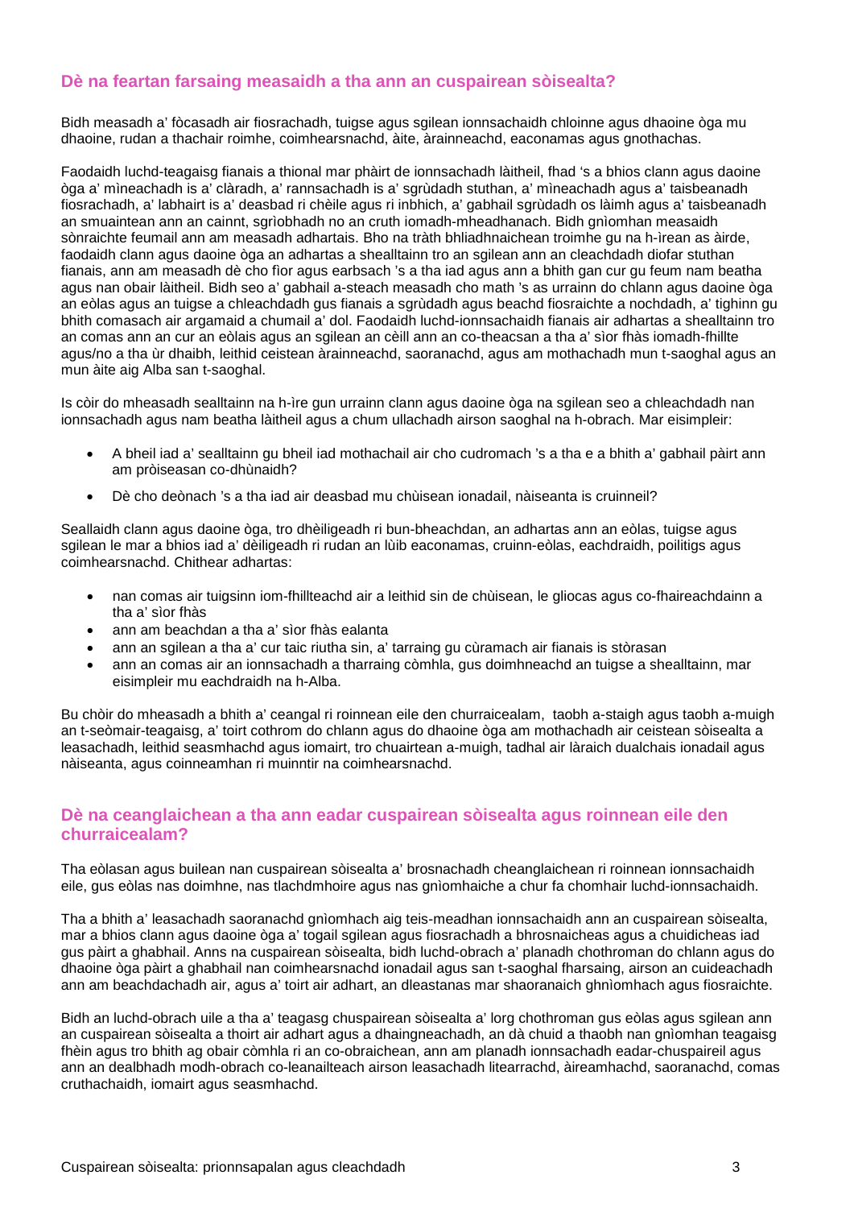## Dè na feartan farsaing measaidh a tha ann an cuspairean sòisealta?

Bidh measadh a' fòcasadh air fiosrachadh, tuigse agus sgilean ionnsachaidh chloinne agus dhaoine òga mu dhaoine, rudan a thachair roimhe, coimhearsnachd, àite, àrainneachd, eaconamas agus gnothachas.

Faodaidh luchd-teagaisg fianais a thional mar phàirt de ionnsachadh làitheil, fhad 's a bhios clann agus daoine òga a' mìneachadh is a' clàradh, a' rannsachadh is a' sgrùdadh stuthan, a' mìneachadh agus a' taisbeanadh fiosrachadh, a' labhairt is a' deasbad ri chèile agus ri inbhich, a' gabhail sgrùdadh os làimh agus a' taisbeanadh an smuaintean ann an cainnt, sgrìobhadh no an cruth iomadh-mheadhanach. Bidh gnìomhan measaidh sònraichte feumail ann am measadh adhartais. Bho na tràth bhliadhnaichean troimhe gu na h-ìrean as àirde, faodaidh clann agus daoine òga an adhartas a shealltainn tro an sgilean ann an cleachdadh diofar stuthan fianais, ann am measadh dè cho fìor agus earbsach 's a tha iad agus ann a bhith gan cur gu feum nam beatha agus nan obair làitheil. Bidh seo a' gabhail a-steach measadh cho math 's as urrainn do chlann agus daoine òga an eòlas agus an tuigse a chleachdadh gus fianais a sgrùdadh agus beachd fiosraichte a nochdadh, a' tighinn gu bhith comasach air argamaid a chumail a' dol. Faodaidh luchd-ionnsachaidh fianais air adhartas a shealltainn tro an comas ann an cur an eòlais agus an sgilean an cèill ann an co-theacsan a tha a' sìor fhàs iomadh-fhillte agus/no a tha ùr dhaibh, leithid ceistean àrainneachd, saoranachd, agus am mothachadh mun t-saoghal agus an mun àite aig Alba san t-saoghal.

Is còir do mheasadh sealltainn na h-ìre gun urrainn clann agus daoine òga na sgilean seo a chleachdadh nan ionnsachadh agus nam beatha làitheil agus a chum ullachadh airson saoghal na h-obrach. Mar eisimpleir:

- A bheil iad a' sealltainn gu bheil iad mothachail air cho cudromach 's a tha e a bhith a' gabhail pàirt ann am pròiseasan co-dhùnaidh?
- Dè cho deònach 's a tha iad air deasbad mu chùisean ionadail, nàiseanta is cruinneil?

Seallaidh clann agus daoine òga, tro dhèiligeadh ri bun-bheachdan, an adhartas ann an eòlas, tuigse agus sgilean le mar a bhios iad a' dèiligeadh ri rudan an lùib eaconamas, cruinn-eòlas, eachdraidh, poilitigs agus coimhearsnachd. Chithear adhartas:

- nan comas air tuigsinn iom-fhillteachd air a leithid sin de chùisean, le gliocas agus co-fhaireachdainn a tha a' sìor fhàs
- ann am beachdan a tha a' sìor fhàs ealanta
- ann an sgilean a tha a' cur taic riutha sin, a' tarraing gu cùramach air fianais is stòrasan
- ann an comas air an ionnsachadh a tharraing còmhla, gus doimhneachd an tuigse a shealltainn, mar eisimpleir mu eachdraidh na h-Alba.

Bu chòir do mheasadh a bhith a' ceangal ri roinnean eile den churraicealam, taobh a-staigh agus taobh a-muigh an t-seòmair-teagaisg, a' toirt cothrom do chlann agus do dhaoine òga am mothachadh air ceistean sòisealta a leasachadh, leithid seasmhachd agus iomairt, tro chuairtean a-muigh, tadhal air làraich dualchais ionadail agus nàiseanta, agus coinneamhan ri muinntir na coimhearsnachd.

## Dè na ceanglaichean a tha ann eadar cuspairean sòisealta agus roinnean eile den churraicealam?

Tha eòlasan agus builean nan cuspairean sòisealta a' brosnachadh cheanglaichean ri roinnean ionnsachaidh eile, gus eòlas nas doimhne, nas tlachdmhoire agus nas gnìomhaiche a chur fa chomhair luchd-ionnsachaidh.

Tha a bhith a' leasachadh saoranachd gnìomhach aig teis-meadhan ionnsachaidh ann an cuspairean sòisealta, mar a bhios clann agus daoine òga a' togail sgilean agus fiosrachadh a bhrosnaicheas agus a chuidicheas iad gus pàirt a ghabhail. Anns na cuspairean sòisealta, bidh luchd-obrach a' planadh chothroman do chlann agus do dhaoine òga pàirt a ghabhail nan coimhearsnachd ionadail agus san t-saoghal fharsaing, airson an cuideachadh ann am beachdachadh air, agus a' toirt air adhart, an dleastanas mar shaoranaich ghnìomhach agus fiosraichte.

Bidh an luchd-obrach uile a tha a' teagasg chuspairean sòisealta a' lorg chothroman gus eòlas agus sgilean ann an cuspairean sòisealta a thoirt air adhart agus a dhaingneachadh, an dà chuid a thaobh nan gnìomhan teagaisg fhèin agus tro bhith ag obair còmhla ri an co-obraichean, ann am planadh ionnsachadh eadar-chuspaireil agus ann an dealbhadh modh-obrach co-leanailteach airson leasachadh litearrachd, àireamhachd, saoranachd, comas cruthachaidh, iomairt agus seasmhachd.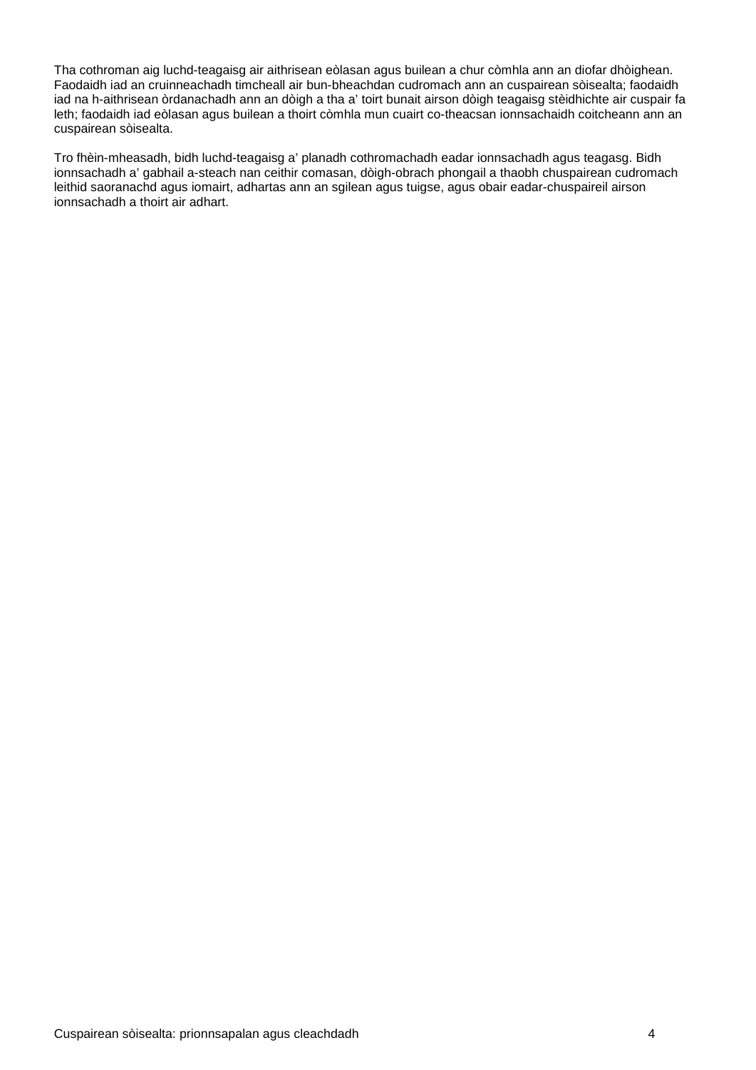Tha cothroman aig luchd-teagaisg air aithrisean eòlasan agus builean a chur còmhla ann an diofar dhòighean. Faodaidh iad an cruinneachadh timcheall air bun-bheachdan cudromach ann an cuspairean sòisealta; faodaidh iad na h-aithrisean òrdanachadh ann an dòigh a tha a' toirt bunait airson dòigh teagaisg stèidhichte air cuspair fa leth; faodaidh iad eòlasan agus builean a thoirt còmhla mun cuairt co-theacsan ionnsachaidh coitcheann ann an cuspairean sòisealta.

Tro fhèin-mheasadh, bidh luchd-teagaisg a' planadh cothromachadh eadar ionnsachadh agus teagasg. Bidh ionnsachadh a' gabhail a-steach nan ceithir comasan, dòigh-obrach phongail a thaobh chuspairean cudromach leithid saoranachd agus iomairt, adhartas ann an sgilean agus tuigse, agus obair eadar-chuspaireil airson ionnsachadh a thoirt air adhart.